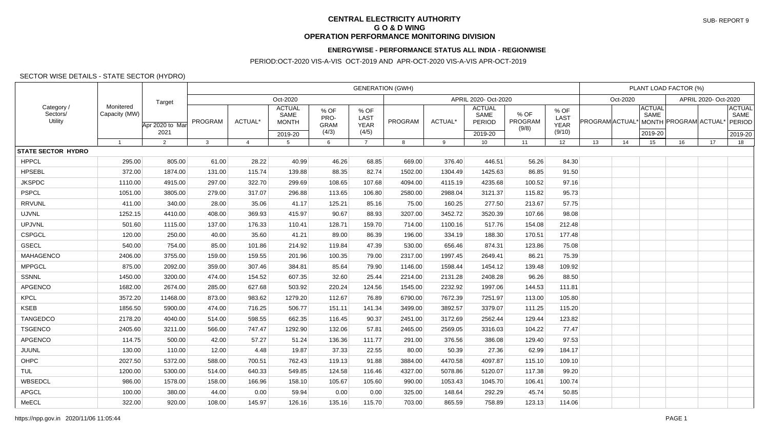SUB- REPORT 9

# CENTRAL ELECTRICITY AUTHORITY
## G O & D WING
## OPERATION PERFORMANCE MONITORING DIVISION

### ENERGYWISE - PERFORMANCE STATUS ALL INDIA - REGIONWISE

PERIOD:OCT-2020 VIS-A-VIS OCT-2019 AND APR-OCT-2020 VIS-A-VIS APR-OCT-2019

SECTOR WISE DETAILS - STATE SECTOR (HYDRO)

| Category / Sectors/ Utility | Monitered Capacity (MW) | Target | GENERATION (GWH) | | | | | | | | | | PLANT LOAD FACTOR (%) | | | | | |
|---|---|---|---|---|---|---|---|---|---|---|---|---|---|---|---|---|---|---|
| | | | Oct-2020 | | | | | APRIL 2020- Oct-2020 | | | | | Oct-2020 | | | APRIL 2020- Oct-2020 | | |
| | | Apr 2020 to Mar 2021 | PROGRAM | ACTUAL* | ACTUAL SAME MONTH 2019-20 | % OF PRO-GRAM (4/3) | % OF LAST YEAR (4/5) | PROGRAM | ACTUAL* | ACTUAL SAME PERIOD 2019-20 | % OF PROGRAM (9/8) | % OF LAST YEAR (9/10) | PROGRAM | ACTUAL* | ACTUAL SAME MONTH 2019-20 | PROGRAM | ACTUAL* | ACTUAL SAME PERIOD 2019-20 |
| | 1 | 2 | 3 | 4 | 5 | 6 | 7 | 8 | 9 | 10 | 11 | 12 | 13 | 14 | 15 | 16 | 17 | 18 |
| **STATE SECTOR HYDRO** | | | | | | | | | | | | | | | | | | |
| HPPCL | 295.00 | 805.00 | 61.00 | 28.22 | 40.99 | 46.26 | 68.85 | 669.00 | 376.40 | 446.51 | 56.26 | 84.30 | | | | | | |
| HPSEBL | 372.00 | 1874.00 | 131.00 | 115.74 | 139.88 | 88.35 | 82.74 | 1502.00 | 1304.49 | 1425.63 | 86.85 | 91.50 | | | | | | |
| JKSPDC | 1110.00 | 4915.00 | 297.00 | 322.70 | 299.69 | 108.65 | 107.68 | 4094.00 | 4115.19 | 4235.68 | 100.52 | 97.16 | | | | | | |
| PSPCL | 1051.00 | 3805.00 | 279.00 | 317.07 | 296.88 | 113.65 | 106.80 | 2580.00 | 2988.04 | 3121.37 | 115.82 | 95.73 | | | | | | |
| RRVUNL | 411.00 | 340.00 | 28.00 | 35.06 | 41.17 | 125.21 | 85.16 | 75.00 | 160.25 | 277.50 | 213.67 | 57.75 | | | | | | |
| UJVNL | 1252.15 | 4410.00 | 408.00 | 369.93 | 415.97 | 90.67 | 88.93 | 3207.00 | 3452.72 | 3520.39 | 107.66 | 98.08 | | | | | | |
| UPJVNL | 501.60 | 1115.00 | 137.00 | 176.33 | 110.41 | 128.71 | 159.70 | 714.00 | 1100.16 | 517.76 | 154.08 | 212.48 | | | | | | |
| CSPGCL | 120.00 | 250.00 | 40.00 | 35.60 | 41.21 | 89.00 | 86.39 | 196.00 | 334.19 | 188.30 | 170.51 | 177.48 | | | | | | |
| GSECL | 540.00 | 754.00 | 85.00 | 101.86 | 214.92 | 119.84 | 47.39 | 530.00 | 656.46 | 874.31 | 123.86 | 75.08 | | | | | | |
| MAHAGENCO | 2406.00 | 3755.00 | 159.00 | 159.55 | 201.96 | 100.35 | 79.00 | 2317.00 | 1997.45 | 2649.41 | 86.21 | 75.39 | | | | | | |
| MPPGCL | 875.00 | 2092.00 | 359.00 | 307.46 | 384.81 | 85.64 | 79.90 | 1146.00 | 1598.44 | 1454.12 | 139.48 | 109.92 | | | | | | |
| SSNNL | 1450.00 | 3200.00 | 474.00 | 154.52 | 607.35 | 32.60 | 25.44 | 2214.00 | 2131.28 | 2408.28 | 96.26 | 88.50 | | | | | | |
| APGENCO | 1682.00 | 2674.00 | 285.00 | 627.68 | 503.92 | 220.24 | 124.56 | 1545.00 | 2232.92 | 1997.06 | 144.53 | 111.81 | | | | | | |
| KPCL | 3572.20 | 11468.00 | 873.00 | 983.62 | 1279.20 | 112.67 | 76.89 | 6790.00 | 7672.39 | 7251.97 | 113.00 | 105.80 | | | | | | |
| KSEB | 1856.50 | 5900.00 | 474.00 | 716.25 | 506.77 | 151.11 | 141.34 | 3499.00 | 3892.57 | 3379.07 | 111.25 | 115.20 | | | | | | |
| TANGEDCO | 2178.20 | 4040.00 | 514.00 | 598.55 | 662.35 | 116.45 | 90.37 | 2451.00 | 3172.69 | 2562.44 | 129.44 | 123.82 | | | | | | |
| TSGENCO | 2405.60 | 3211.00 | 566.00 | 747.47 | 1292.90 | 132.06 | 57.81 | 2465.00 | 2569.05 | 3316.03 | 104.22 | 77.47 | | | | | | |
| APGENCO | 114.75 | 500.00 | 42.00 | 57.27 | 51.24 | 136.36 | 111.77 | 291.00 | 376.56 | 386.08 | 129.40 | 97.53 | | | | | | |
| JUUNL | 130.00 | 110.00 | 12.00 | 4.48 | 19.87 | 37.33 | 22.55 | 80.00 | 50.39 | 27.36 | 62.99 | 184.17 | | | | | | |
| OHPC | 2027.50 | 5372.00 | 588.00 | 700.51 | 762.43 | 119.13 | 91.88 | 3884.00 | 4470.58 | 4097.87 | 115.10 | 109.10 | | | | | | |
| TUL | 1200.00 | 5300.00 | 514.00 | 640.33 | 549.85 | 124.58 | 116.46 | 4327.00 | 5078.86 | 5120.07 | 117.38 | 99.20 | | | | | | |
| WBSEDCL | 986.00 | 1578.00 | 158.00 | 166.96 | 158.10 | 105.67 | 105.60 | 990.00 | 1053.43 | 1045.70 | 106.41 | 100.74 | | | | | | |
| APGCL | 100.00 | 380.00 | 44.00 | 0.00 | 59.94 | 0.00 | 0.00 | 325.00 | 148.64 | 292.29 | 45.74 | 50.85 | | | | | | |
| MeECL | 322.00 | 920.00 | 108.00 | 145.97 | 126.16 | 135.16 | 115.70 | 703.00 | 865.59 | 758.89 | 123.13 | 114.06 | | | | | | |

https://npp.gov.in 2020/11/06 11:05:44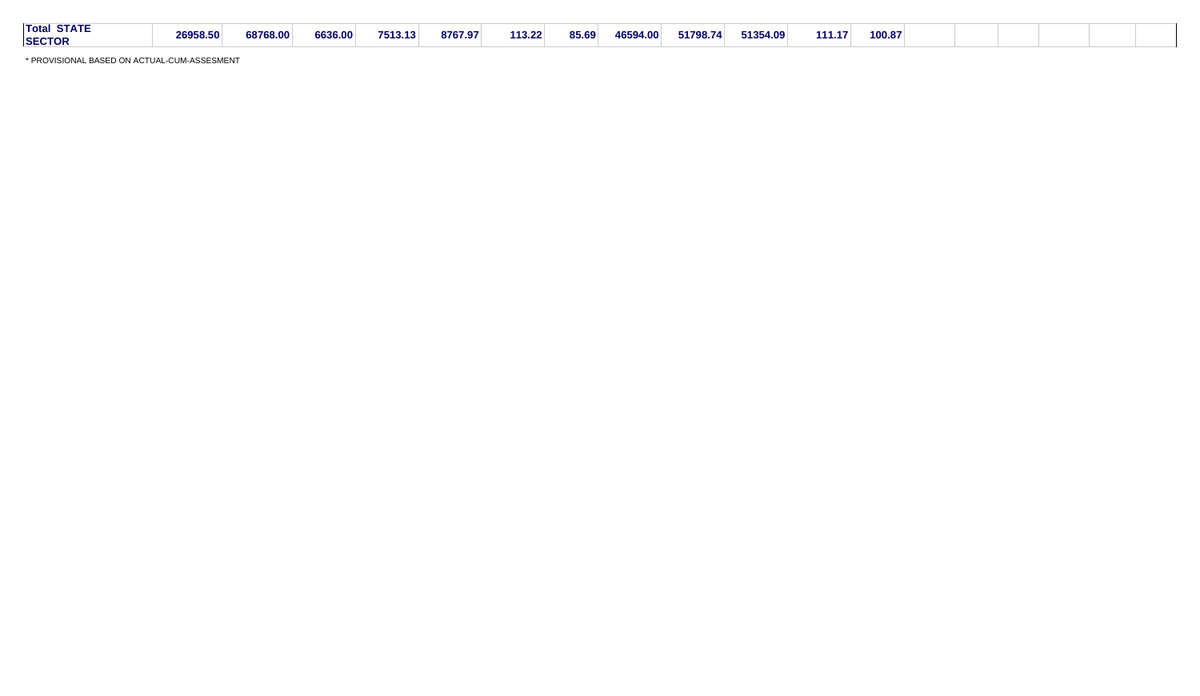| | | | | | | | | | | | | | | | | | | |
|---|---|---|---|---|---|---|---|---|---|---|---|---|---|---|---|---|---|---|
| **Total STATE SECTOR** | **26958.50** | **68768.00** | **6636.00** | **7513.13** | **8767.97** | **113.22** | **85.69** | **46594.00** | **51798.74** | **51354.09** | **111.17** | **100.87** | | | | | | |

* PROVISIONAL BASED ON ACTUAL-CUM-ASSESMENT